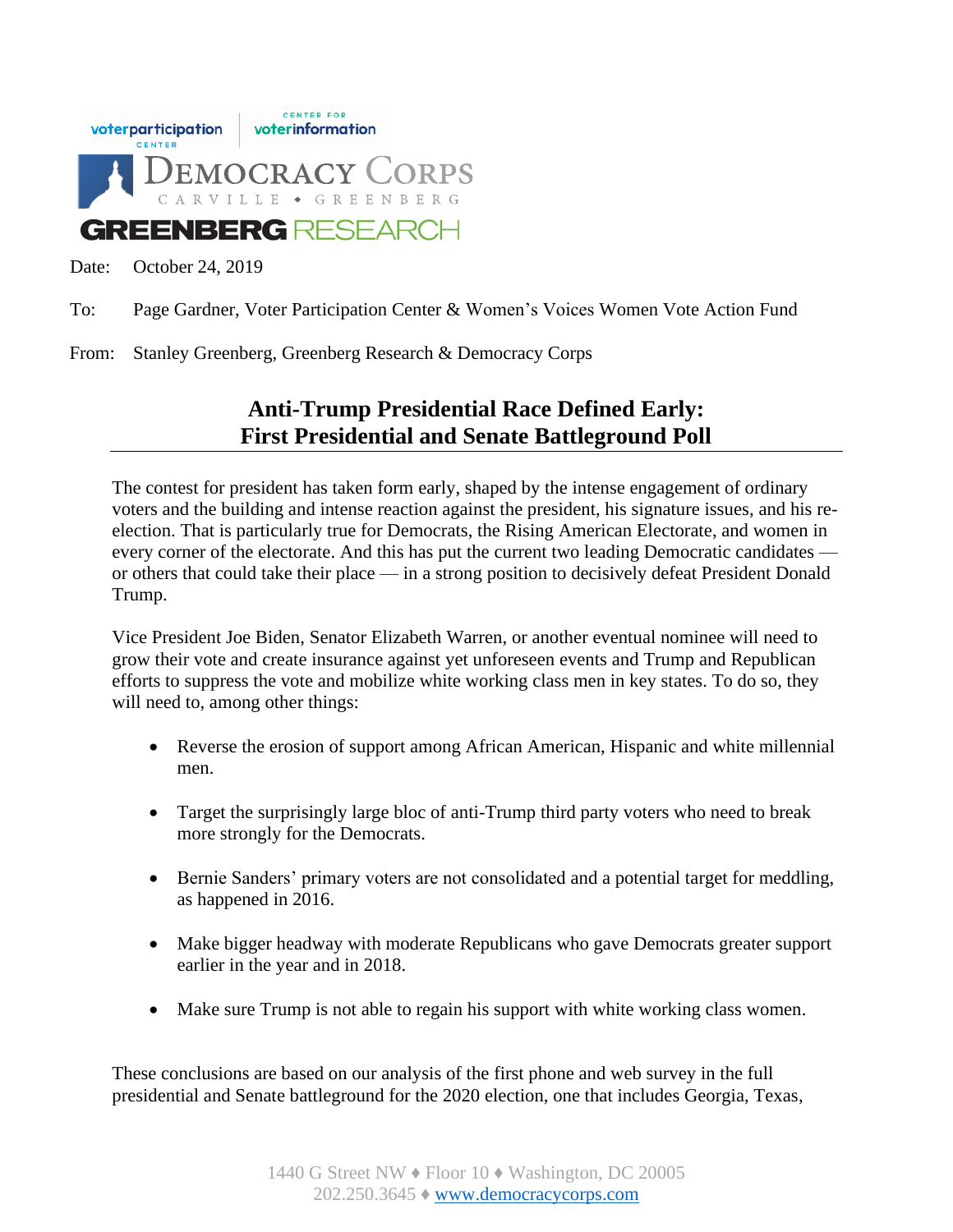Date: October 24, 2019

To: Page Gardner, Voter Participation Center & Women's Voices Women Vote Action Fund

From: Stanley Greenberg, Greenberg Research & Democracy Corps

## Anti-Trump Presidential Race Defined Early: First Presidential and Senate Battleground Poll

The contest for president has taken form early, shaped by the intense engagement of ordinary voters and the building and intense reaction against the president, his signature issues, and his re-election. That is particularly true for Democrats, the Rising American Electorate, and women in every corner of the electorate. And this has put the current two leading Democratic candidates — or others that could take their place — in a strong position to decisively defeat President Donald Trump.

Vice President Joe Biden, Senator Elizabeth Warren, or another eventual nominee will need to grow their vote and create insurance against yet unforeseen events and Trump and Republican efforts to suppress the vote and mobilize white working class men in key states. To do so, they will need to, among other things:

- Reverse the erosion of support among African American, Hispanic and white millennial men.
- Target the surprisingly large bloc of anti-Trump third party voters who need to break more strongly for the Democrats.
- Bernie Sanders' primary voters are not consolidated and a potential target for meddling, as happened in 2016.
- Make bigger headway with moderate Republicans who gave Democrats greater support earlier in the year and in 2018.
- Make sure Trump is not able to regain his support with white working class women.

These conclusions are based on our analysis of the first phone and web survey in the full presidential and Senate battleground for the 2020 election, one that includes Georgia, Texas,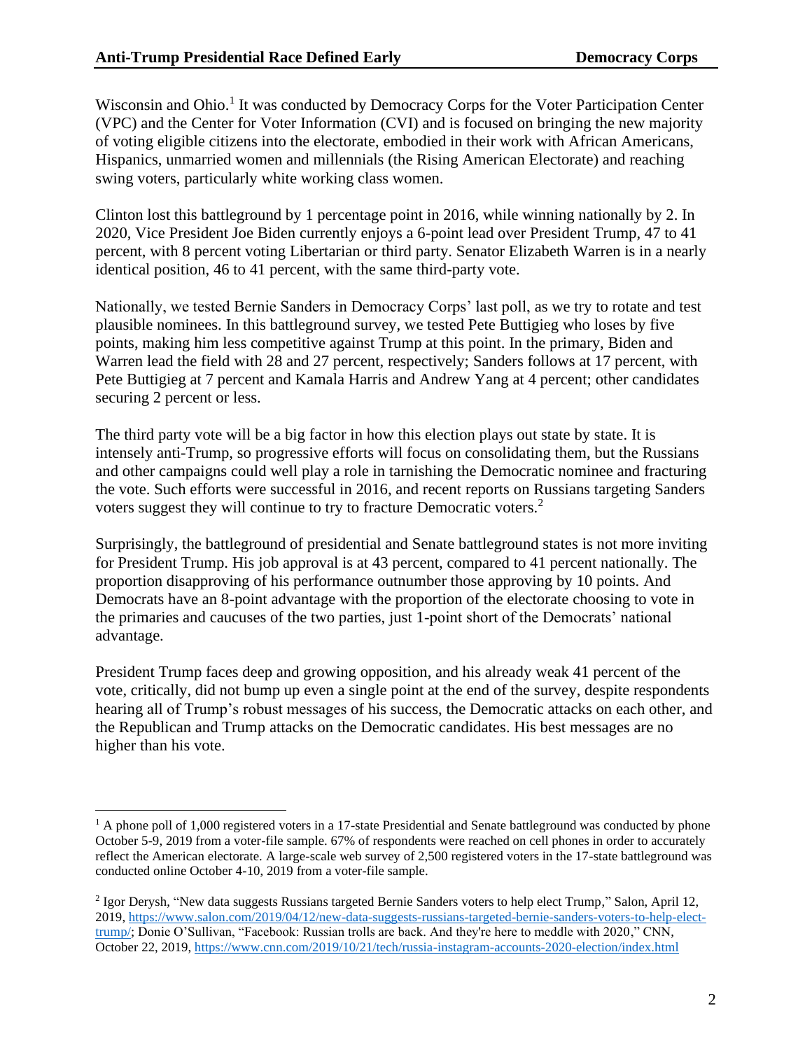Wisconsin and Ohio.[1] It was conducted by Democracy Corps for the Voter Participation Center (VPC) and the Center for Voter Information (CVI) and is focused on bringing the new majority of voting eligible citizens into the electorate, embodied in their work with African Americans, Hispanics, unmarried women and millennials (the Rising American Electorate) and reaching swing voters, particularly white working class women.

Clinton lost this battleground by 1 percentage point in 2016, while winning nationally by 2. In 2020, Vice President Joe Biden currently enjoys a 6-point lead over President Trump, 47 to 41 percent, with 8 percent voting Libertarian or third party. Senator Elizabeth Warren is in a nearly identical position, 46 to 41 percent, with the same third-party vote.

Nationally, we tested Bernie Sanders in Democracy Corps' last poll, as we try to rotate and test plausible nominees. In this battleground survey, we tested Pete Buttigieg who loses by five points, making him less competitive against Trump at this point. In the primary, Biden and Warren lead the field with 28 and 27 percent, respectively; Sanders follows at 17 percent, with Pete Buttigieg at 7 percent and Kamala Harris and Andrew Yang at 4 percent; other candidates securing 2 percent or less.

The third party vote will be a big factor in how this election plays out state by state. It is intensely anti-Trump, so progressive efforts will focus on consolidating them, but the Russians and other campaigns could well play a role in tarnishing the Democratic nominee and fracturing the vote. Such efforts were successful in 2016, and recent reports on Russians targeting Sanders voters suggest they will continue to try to fracture Democratic voters.[2]

Surprisingly, the battleground of presidential and Senate battleground states is not more inviting for President Trump. His job approval is at 43 percent, compared to 41 percent nationally. The proportion disapproving of his performance outnumber those approving by 10 points. And Democrats have an 8-point advantage with the proportion of the electorate choosing to vote in the primaries and caucuses of the two parties, just 1-point short of the Democrats' national advantage.

President Trump faces deep and growing opposition, and his already weak 41 percent of the vote, critically, did not bump up even a single point at the end of the survey, despite respondents hearing all of Trump's robust messages of his success, the Democratic attacks on each other, and the Republican and Trump attacks on the Democratic candidates. His best messages are no higher than his vote.

---

[1] A phone poll of 1,000 registered voters in a 17-state Presidential and Senate battleground was conducted by phone October 5-9, 2019 from a voter-file sample. 67% of respondents were reached on cell phones in order to accurately reflect the American electorate. A large-scale web survey of 2,500 registered voters in the 17-state battleground was conducted online October 4-10, 2019 from a voter-file sample.

[2] Igor Derysh, "New data suggests Russians targeted Bernie Sanders voters to help elect Trump," Salon, April 12, 2019, https://www.salon.com/2019/04/12/new-data-suggests-russians-targeted-bernie-sanders-voters-to-help-elect-trump/; Donie O'Sullivan, "Facebook: Russian trolls are back. And they're here to meddle with 2020," CNN, October 22, 2019, https://www.cnn.com/2019/10/21/tech/russia-instagram-accounts-2020-election/index.html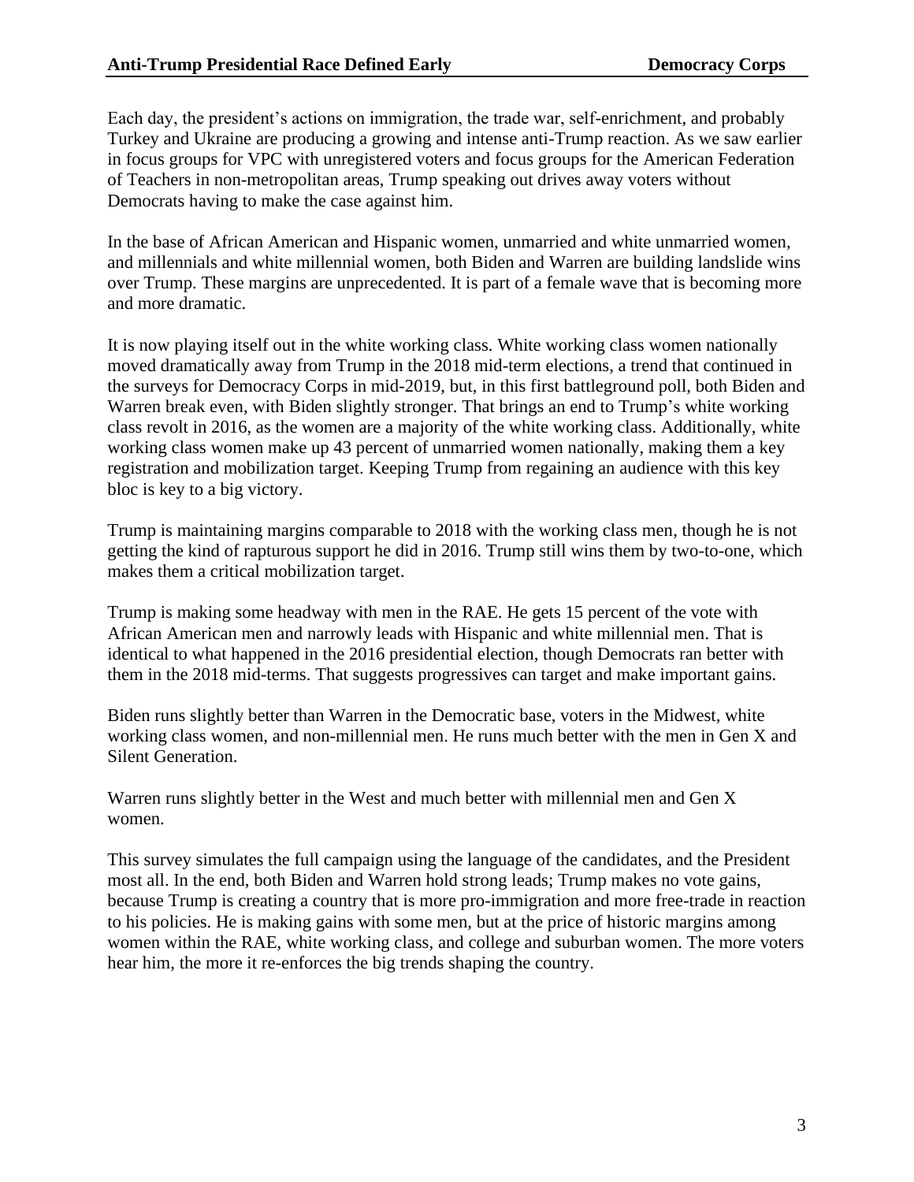Each day, the president's actions on immigration, the trade war, self-enrichment, and probably Turkey and Ukraine are producing a growing and intense anti-Trump reaction. As we saw earlier in focus groups for VPC with unregistered voters and focus groups for the American Federation of Teachers in non-metropolitan areas, Trump speaking out drives away voters without Democrats having to make the case against him.

In the base of African American and Hispanic women, unmarried and white unmarried women, and millennials and white millennial women, both Biden and Warren are building landslide wins over Trump. These margins are unprecedented. It is part of a female wave that is becoming more and more dramatic.

It is now playing itself out in the white working class. White working class women nationally moved dramatically away from Trump in the 2018 mid-term elections, a trend that continued in the surveys for Democracy Corps in mid-2019, but, in this first battleground poll, both Biden and Warren break even, with Biden slightly stronger. That brings an end to Trump's white working class revolt in 2016, as the women are a majority of the white working class. Additionally, white working class women make up 43 percent of unmarried women nationally, making them a key registration and mobilization target. Keeping Trump from regaining an audience with this key bloc is key to a big victory.

Trump is maintaining margins comparable to 2018 with the working class men, though he is not getting the kind of rapturous support he did in 2016. Trump still wins them by two-to-one, which makes them a critical mobilization target.

Trump is making some headway with men in the RAE. He gets 15 percent of the vote with African American men and narrowly leads with Hispanic and white millennial men. That is identical to what happened in the 2016 presidential election, though Democrats ran better with them in the 2018 mid-terms. That suggests progressives can target and make important gains.

Biden runs slightly better than Warren in the Democratic base, voters in the Midwest, white working class women, and non-millennial men. He runs much better with the men in Gen X and Silent Generation.

Warren runs slightly better in the West and much better with millennial men and Gen X women.

This survey simulates the full campaign using the language of the candidates, and the President most all. In the end, both Biden and Warren hold strong leads; Trump makes no vote gains, because Trump is creating a country that is more pro-immigration and more free-trade in reaction to his policies. He is making gains with some men, but at the price of historic margins among women within the RAE, white working class, and college and suburban women. The more voters hear him, the more it re-enforces the big trends shaping the country.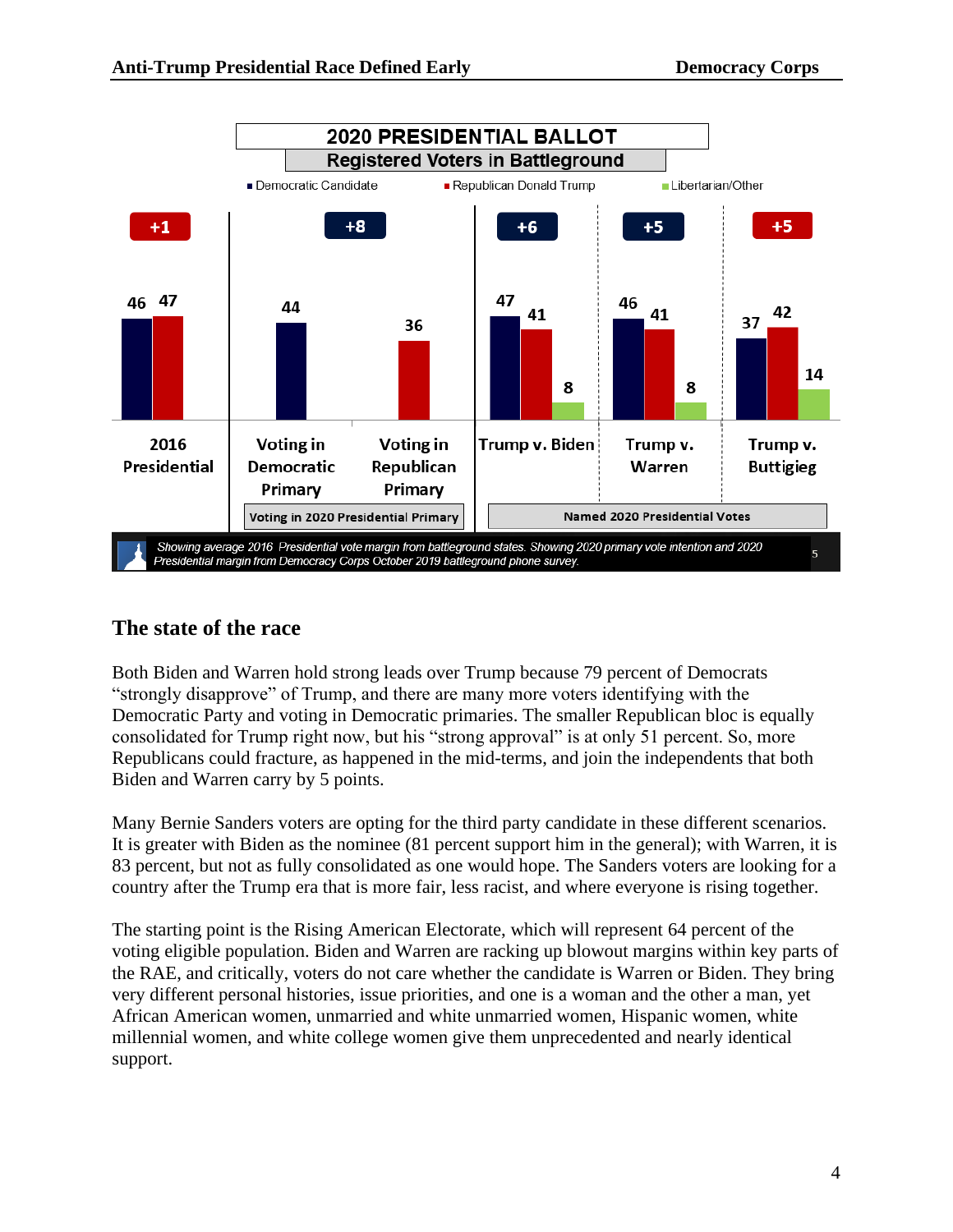**2020 PRESIDENTIAL BALLOT**

**Registered Voters in Battleground**

| | Democratic Candidate | Republican Donald Trump | Libertarian/Other | Margin |
|---|---|---|---|---|
| 2016 Presidential | 46 | 47 | | +1 |
| Voting in 2020 Presidential Primary: Voting in Democratic Primary | 44 | | | +8 |
| Voting in 2020 Presidential Primary: Voting in Republican Primary | | 36 | | |
| Named 2020 Presidential Votes: Trump v. Biden | 47 | 41 | 8 | +6 |
| Named 2020 Presidential Votes: Trump v. Warren | 46 | 41 | 8 | +5 |
| Named 2020 Presidential Votes: Trump v. Buttigieg | 37 | 42 | 14 | +5 |

*Showing average 2016 Presidential vote margin from battleground states. Showing 2020 primary vote intention and 2020 Presidential margin from Democracy Corps October 2019 battleground phone survey.*

## The state of the race

Both Biden and Warren hold strong leads over Trump because 79 percent of Democrats "strongly disapprove" of Trump, and there are many more voters identifying with the Democratic Party and voting in Democratic primaries. The smaller Republican bloc is equally consolidated for Trump right now, but his "strong approval" is at only 51 percent. So, more Republicans could fracture, as happened in the mid-terms, and join the independents that both Biden and Warren carry by 5 points.

Many Bernie Sanders voters are opting for the third party candidate in these different scenarios. It is greater with Biden as the nominee (81 percent support him in the general); with Warren, it is 83 percent, but not as fully consolidated as one would hope. The Sanders voters are looking for a country after the Trump era that is more fair, less racist, and where everyone is rising together.

The starting point is the Rising American Electorate, which will represent 64 percent of the voting eligible population. Biden and Warren are racking up blowout margins within key parts of the RAE, and critically, voters do not care whether the candidate is Warren or Biden. They bring very different personal histories, issue priorities, and one is a woman and the other a man, yet African American women, unmarried and white unmarried women, Hispanic women, white millennial women, and white college women give them unprecedented and nearly identical support.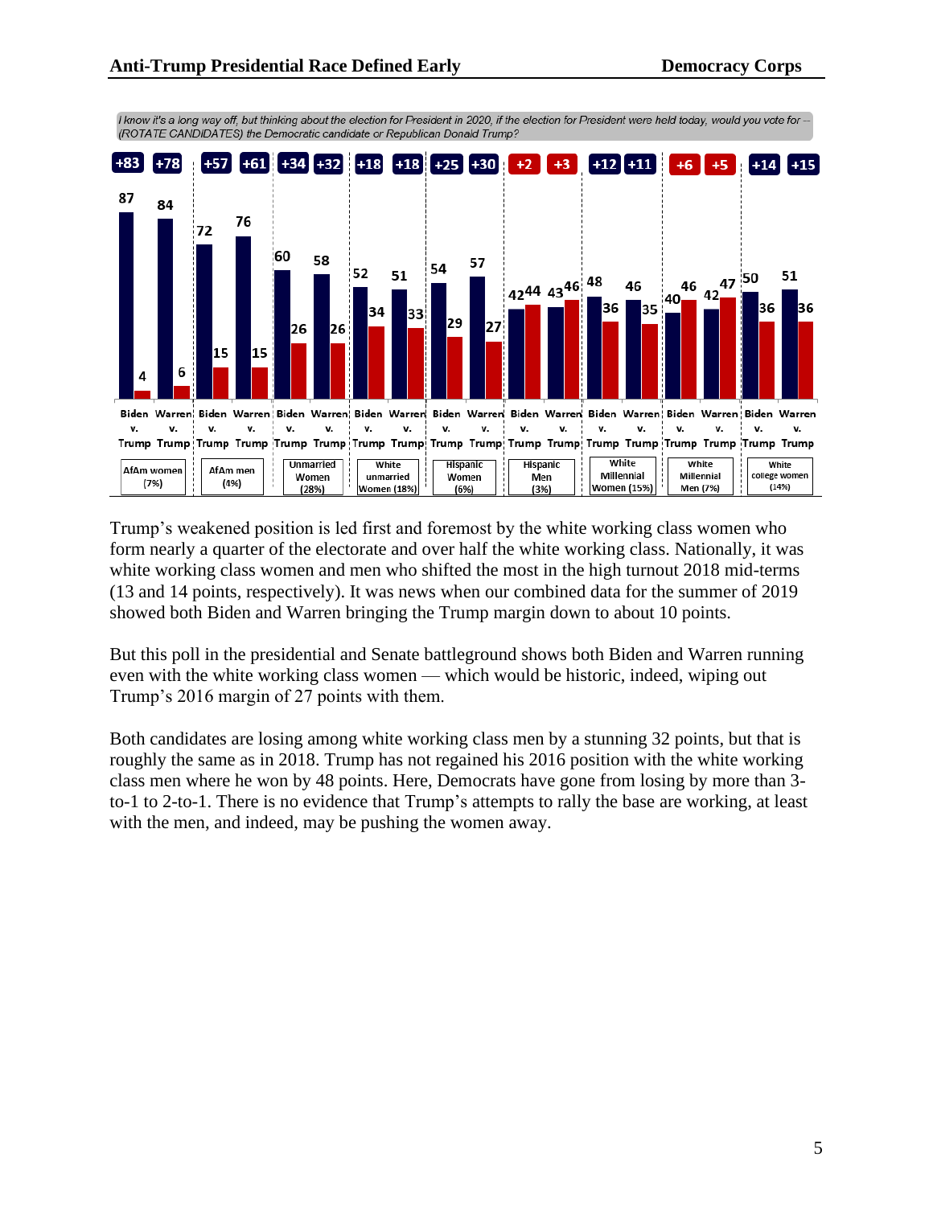*I know it's a long way off, but thinking about the election for President in 2020, if the election for President were held today, would you vote for -- (ROTATE CANDIDATES) the Democratic candidate or Republican Donald Trump?*

| Group | Matchup | Democrat | Trump | Margin |
|---|---|---|---|---|
| AfAm women (7%) | Biden v. Trump | 87 | 4 | +83 |
| | Warren v. Trump | 84 | 6 | +78 |
| AfAm men (4%) | Biden v. Trump | 72 | 15 | +57 |
| | Warren v. Trump | 76 | 15 | +61 |
| Unmarried Women (28%) | Biden v. Trump | 60 | 26 | +34 |
| | Warren v. Trump | 58 | 26 | +32 |
| White unmarried Women (18%) | Biden v. Trump | 52 | 34 | +18 |
| | Warren v. Trump | 51 | 33 | +18 |
| Hispanic Women (6%) | Biden v. Trump | 54 | 29 | +25 |
| | Warren v. Trump | 57 | 27 | +30 |
| Hispanic Men (3%) | Biden v. Trump | 42 | 44 | +2 |
| | Warren v. Trump | 43 | 46 | +3 |
| White Millennial Women (15%) | Biden v. Trump | 48 | 36 | +12 |
| | Warren v. Trump | 46 | 35 | +11 |
| White Millennial Men (7%) | Biden v. Trump | 40 | 46 | +6 |
| | Warren v. Trump | 42 | 47 | +5 |
| White college women (14%) | Biden v. Trump | 50 | 36 | +14 |
| | Warren v. Trump | 51 | 36 | +15 |

Trump's weakened position is led first and foremost by the white working class women who form nearly a quarter of the electorate and over half the white working class. Nationally, it was white working class women and men who shifted the most in the high turnout 2018 mid-terms (13 and 14 points, respectively). It was news when our combined data for the summer of 2019 showed both Biden and Warren bringing the Trump margin down to about 10 points.

But this poll in the presidential and Senate battleground shows both Biden and Warren running even with the white working class women — which would be historic, indeed, wiping out Trump's 2016 margin of 27 points with them.

Both candidates are losing among white working class men by a stunning 32 points, but that is roughly the same as in 2018. Trump has not regained his 2016 position with the white working class men where he won by 48 points. Here, Democrats have gone from losing by more than 3-to-1 to 2-to-1. There is no evidence that Trump's attempts to rally the base are working, at least with the men, and indeed, may be pushing the women away.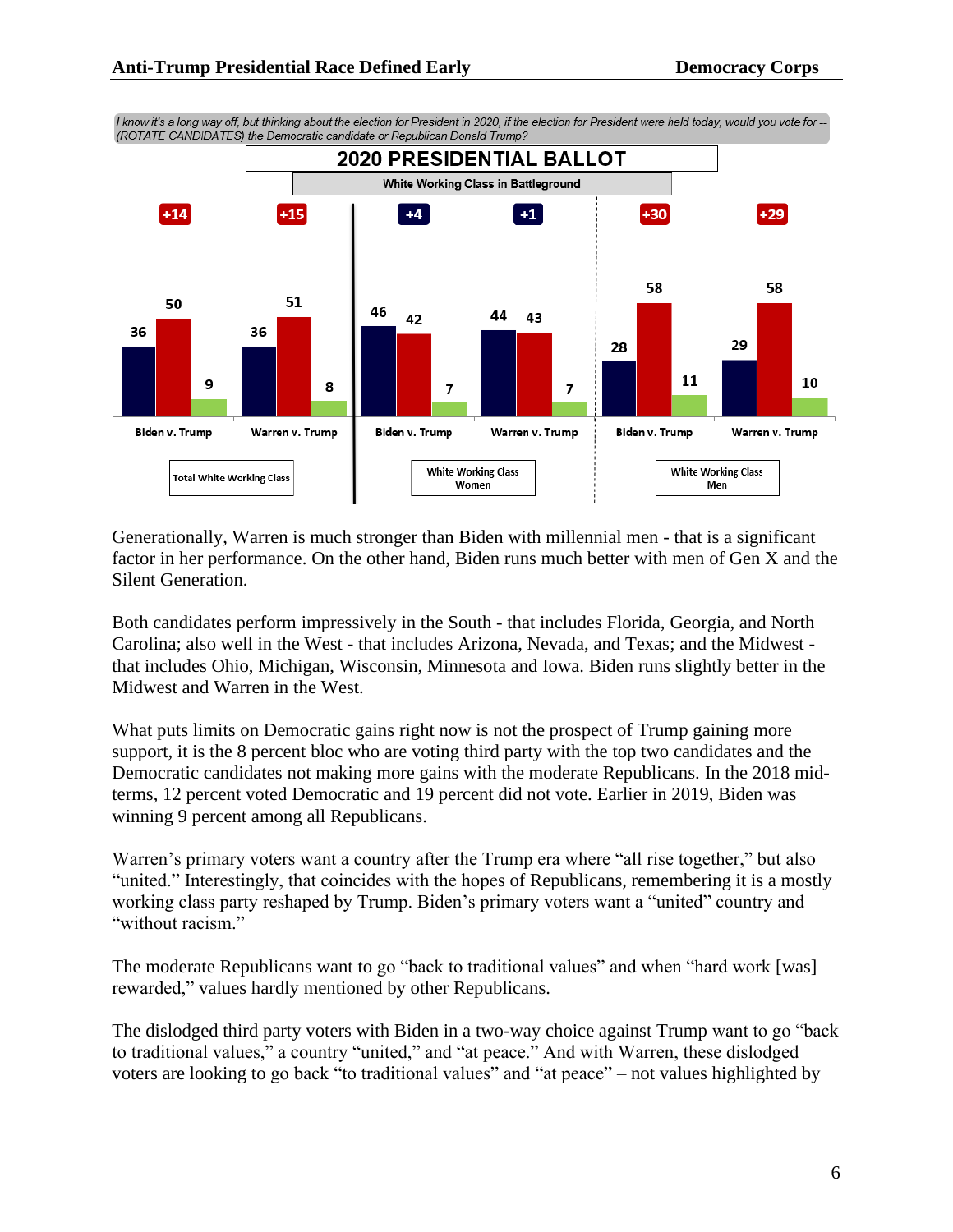*I know it's a long way off, but thinking about the election for President in 2020, if the election for President were held today, would you vote for -- (ROTATE CANDIDATES) the Democratic candidate or Republican Donald Trump?*

**2020 PRESIDENTIAL BALLOT**

**White Working Class in Battleground**

| | Total White Working Class | | White Working Class Women | | White Working Class Men | |
|---|---|---|---|---|---|---|
| | Biden v. Trump | Warren v. Trump | Biden v. Trump | Warren v. Trump | Biden v. Trump | Warren v. Trump |
| Margin | +14 | +15 | +4 | +1 | +30 | +29 |
| Democrat | 36 | 36 | 46 | 44 | 28 | 29 |
| Trump | 50 | 51 | 42 | 43 | 58 | 58 |
| Third party | 9 | 8 | 7 | 7 | 11 | 10 |

Generationally, Warren is much stronger than Biden with millennial men - that is a significant factor in her performance. On the other hand, Biden runs much better with men of Gen X and the Silent Generation.

Both candidates perform impressively in the South - that includes Florida, Georgia, and North Carolina; also well in the West - that includes Arizona, Nevada, and Texas; and the Midwest - that includes Ohio, Michigan, Wisconsin, Minnesota and Iowa. Biden runs slightly better in the Midwest and Warren in the West.

What puts limits on Democratic gains right now is not the prospect of Trump gaining more support, it is the 8 percent bloc who are voting third party with the top two candidates and the Democratic candidates not making more gains with the moderate Republicans. In the 2018 mid-terms, 12 percent voted Democratic and 19 percent did not vote. Earlier in 2019, Biden was winning 9 percent among all Republicans.

Warren's primary voters want a country after the Trump era where "all rise together," but also "united." Interestingly, that coincides with the hopes of Republicans, remembering it is a mostly working class party reshaped by Trump. Biden's primary voters want a "united" country and "without racism."

The moderate Republicans want to go "back to traditional values" and when "hard work [was] rewarded," values hardly mentioned by other Republicans.

The dislodged third party voters with Biden in a two-way choice against Trump want to go "back to traditional values," a country "united," and "at peace." And with Warren, these dislodged voters are looking to go back "to traditional values" and "at peace" – not values highlighted by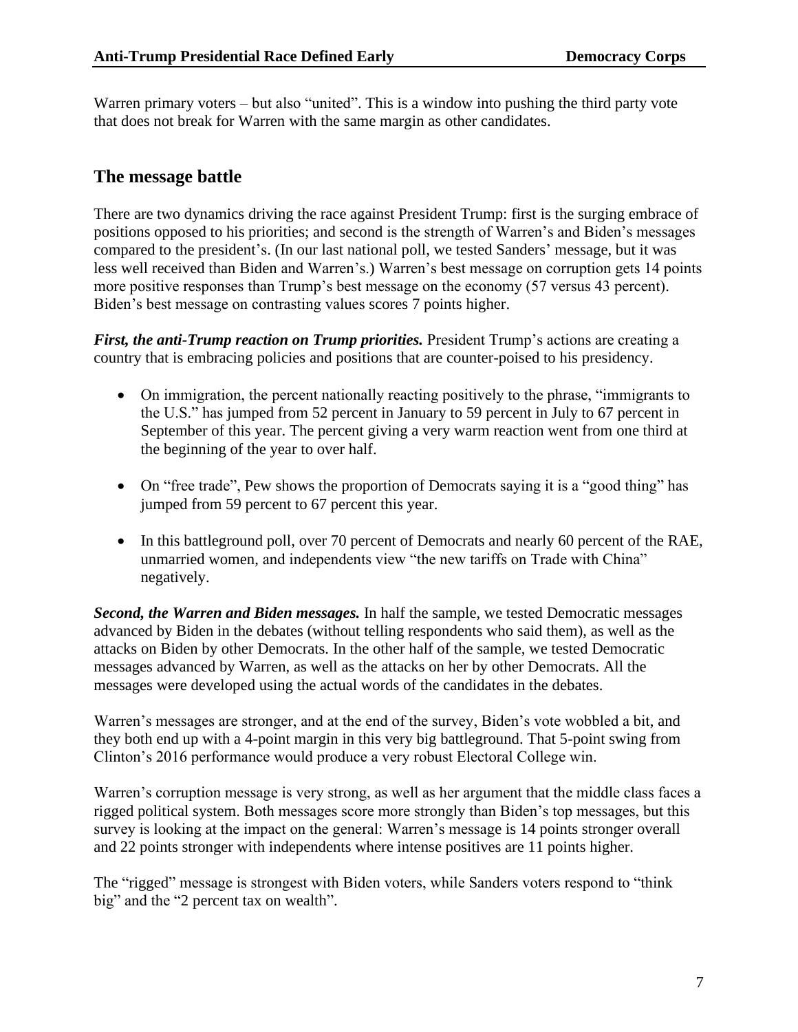Warren primary voters – but also “united”. This is a window into pushing the third party vote that does not break for Warren with the same margin as other candidates.

## The message battle

There are two dynamics driving the race against President Trump: first is the surging embrace of positions opposed to his priorities; and second is the strength of Warren’s and Biden’s messages compared to the president’s. (In our last national poll, we tested Sanders’ message, but it was less well received than Biden and Warren’s.) Warren’s best message on corruption gets 14 points more positive responses than Trump’s best message on the economy (57 versus 43 percent). Biden’s best message on contrasting values scores 7 points higher.

***First, the anti-Trump reaction on Trump priorities.*** President Trump’s actions are creating a country that is embracing policies and positions that are counter-poised to his presidency.

- On immigration, the percent nationally reacting positively to the phrase, “immigrants to the U.S.” has jumped from 52 percent in January to 59 percent in July to 67 percent in September of this year. The percent giving a very warm reaction went from one third at the beginning of the year to over half.
- On “free trade”, Pew shows the proportion of Democrats saying it is a “good thing” has jumped from 59 percent to 67 percent this year.
- In this battleground poll, over 70 percent of Democrats and nearly 60 percent of the RAE, unmarried women, and independents view “the new tariffs on Trade with China” negatively.

***Second, the Warren and Biden messages.*** In half the sample, we tested Democratic messages advanced by Biden in the debates (without telling respondents who said them), as well as the attacks on Biden by other Democrats. In the other half of the sample, we tested Democratic messages advanced by Warren, as well as the attacks on her by other Democrats. All the messages were developed using the actual words of the candidates in the debates.

Warren’s messages are stronger, and at the end of the survey, Biden’s vote wobbled a bit, and they both end up with a 4-point margin in this very big battleground. That 5-point swing from Clinton’s 2016 performance would produce a very robust Electoral College win.

Warren’s corruption message is very strong, as well as her argument that the middle class faces a rigged political system. Both messages score more strongly than Biden’s top messages, but this survey is looking at the impact on the general: Warren’s message is 14 points stronger overall and 22 points stronger with independents where intense positives are 11 points higher.

The “rigged” message is strongest with Biden voters, while Sanders voters respond to “think big” and the “2 percent tax on wealth”.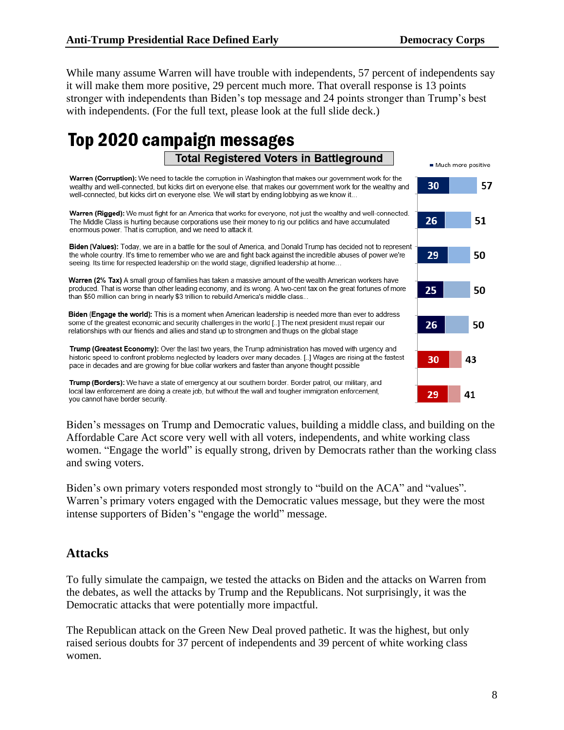While many assume Warren will have trouble with independents, 57 percent of independents say it will make them more positive, 29 percent much more. That overall response is 13 points stronger with independents than Biden's top message and 24 points stronger than Trump's best with independents. (For the full text, please look at the full slide deck.)

## Top 2020 campaign messages

**Total Registered Voters in Battleground**

| Message | Much more positive | Total more positive |
|---|---|---|
| **Warren (Corruption):** We need to tackle the corruption in Washington that makes our government work for the wealthy and well-connected, but kicks dirt on everyone else. that makes our government work for the wealthy and well-connected, but kicks dirt on everyone else. We will start by ending lobbying as we know it… | 30 | 57 |
| **Warren (Rigged):** We must fight for an America that works for everyone, not just the wealthy and well-connected. The Middle Class is hurting because corporations use their money to rig our politics and have accumulated enormous power. That is corruption, and we need to attack it. | 26 | 51 |
| **Biden (Values):** Today, we are in a battle for the soul of America, and Donald Trump has decided not to represent the whole country. It's time to remember who we are and fight back against the incredible abuses of power we're seeing. Its time for respected leadership on the world stage, dignified leadership at home… | 29 | 50 |
| **Warren (2% Tax)** A small group of families has taken a massive amount of the wealth American workers have produced. That is worse than other leading economy, and its wrong. A two-cent tax on the great fortunes of more than $50 million can bring in nearly $3 trillion to rebuild America's middle class… | 25 | 50 |
| **Biden (Engage the world):** This is a moment when American leadership is needed more than ever to address some of the greatest economic and security challenges in the world [..] The next president must repair our relationships with our friends and allies and stand up to strongmen and thugs on the global stage | 26 | 50 |
| **Trump (Greatest Economy):** Over the last two years, the Trump administration has moved with urgency and historic speed to confront problems neglected by leaders over many decades. [..] Wages are rising at the fastest pace in decades and are growing for blue collar workers and faster than anyone thought possible | 30 | 43 |
| **Trump (Borders):** We have a state of emergency at our southern border. Border patrol, our military, and local law enforcement are doing a create job, but without the wall and tougher immigration enforcement, you cannot have border security. | 29 | 41 |

Biden's messages on Trump and Democratic values, building a middle class, and building on the Affordable Care Act score very well with all voters, independents, and white working class women. "Engage the world" is equally strong, driven by Democrats rather than the working class and swing voters.

Biden's own primary voters responded most strongly to "build on the ACA" and "values". Warren's primary voters engaged with the Democratic values message, but they were the most intense supporters of Biden's "engage the world" message.

## Attacks

To fully simulate the campaign, we tested the attacks on Biden and the attacks on Warren from the debates, as well the attacks by Trump and the Republicans. Not surprisingly, it was the Democratic attacks that were potentially more impactful.

The Republican attack on the Green New Deal proved pathetic. It was the highest, but only raised serious doubts for 37 percent of independents and 39 percent of white working class women.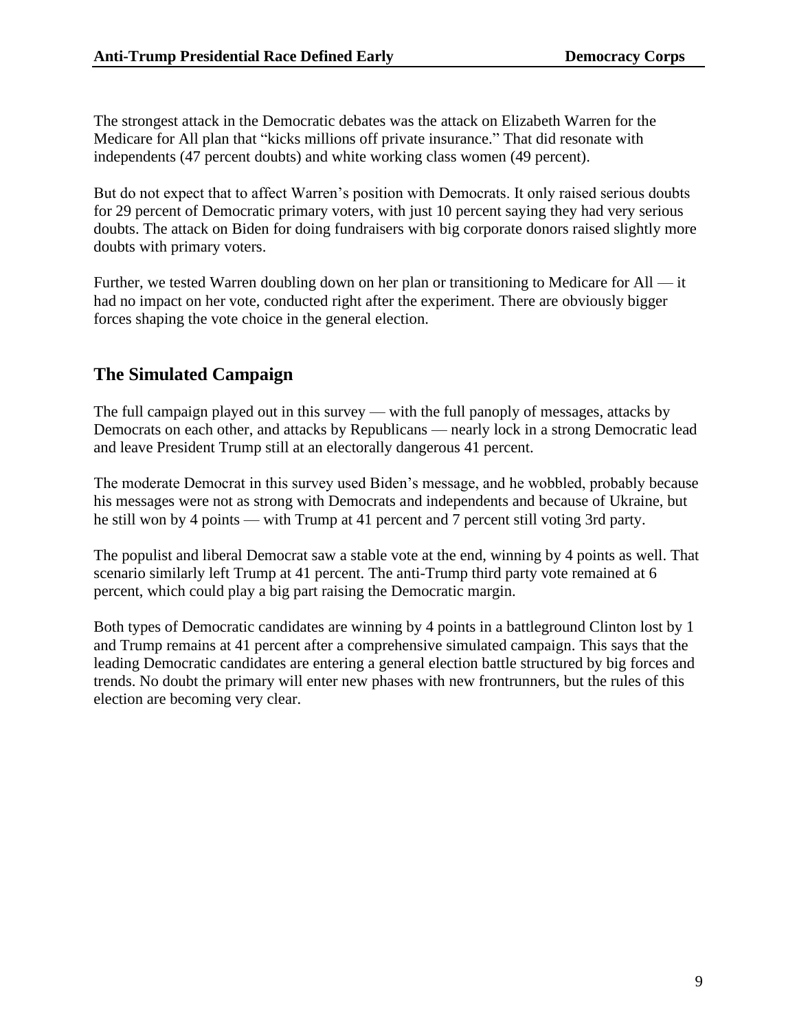The strongest attack in the Democratic debates was the attack on Elizabeth Warren for the Medicare for All plan that "kicks millions off private insurance." That did resonate with independents (47 percent doubts) and white working class women (49 percent).

But do not expect that to affect Warren's position with Democrats. It only raised serious doubts for 29 percent of Democratic primary voters, with just 10 percent saying they had very serious doubts. The attack on Biden for doing fundraisers with big corporate donors raised slightly more doubts with primary voters.

Further, we tested Warren doubling down on her plan or transitioning to Medicare for All — it had no impact on her vote, conducted right after the experiment. There are obviously bigger forces shaping the vote choice in the general election.

## The Simulated Campaign

The full campaign played out in this survey — with the full panoply of messages, attacks by Democrats on each other, and attacks by Republicans — nearly lock in a strong Democratic lead and leave President Trump still at an electorally dangerous 41 percent.

The moderate Democrat in this survey used Biden's message, and he wobbled, probably because his messages were not as strong with Democrats and independents and because of Ukraine, but he still won by 4 points — with Trump at 41 percent and 7 percent still voting 3rd party.

The populist and liberal Democrat saw a stable vote at the end, winning by 4 points as well. That scenario similarly left Trump at 41 percent. The anti-Trump third party vote remained at 6 percent, which could play a big part raising the Democratic margin.

Both types of Democratic candidates are winning by 4 points in a battleground Clinton lost by 1 and Trump remains at 41 percent after a comprehensive simulated campaign. This says that the leading Democratic candidates are entering a general election battle structured by big forces and trends. No doubt the primary will enter new phases with new frontrunners, but the rules of this election are becoming very clear.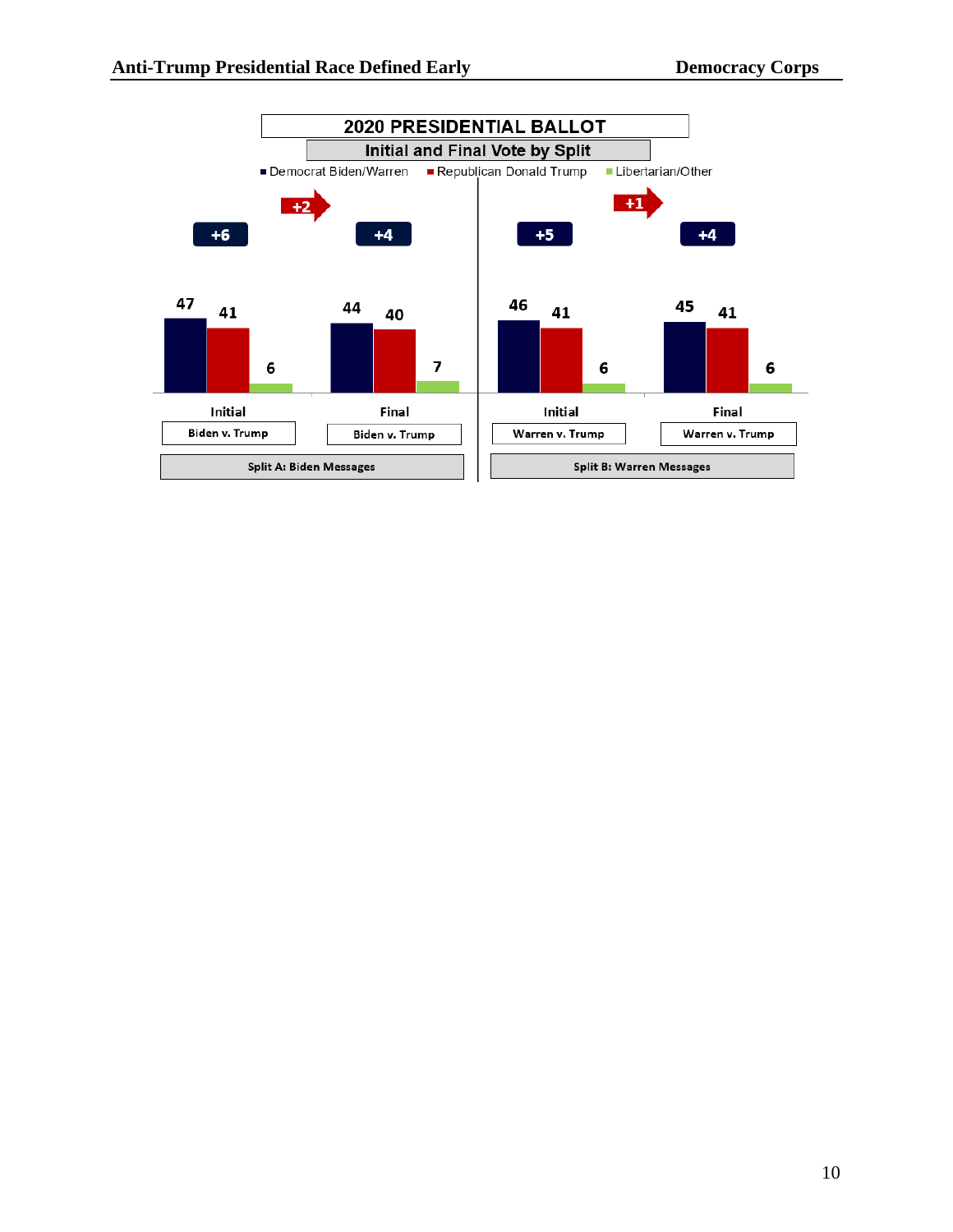2020 PRESIDENTIAL BALLOT

Initial and Final Vote by Split

■ Democrat Biden/Warren ■ Republican Donald Trump ■ Libertarian/Other

+2

+1

+6

+4

+5

+4

47 41 6

44 40 7

46 41 6

45 41 6

Initial

Biden v. Trump

Final

Biden v. Trump

Initial

Warren v. Trump

Final

Warren v. Trump

Split A: Biden Messages

Split B: Warren Messages